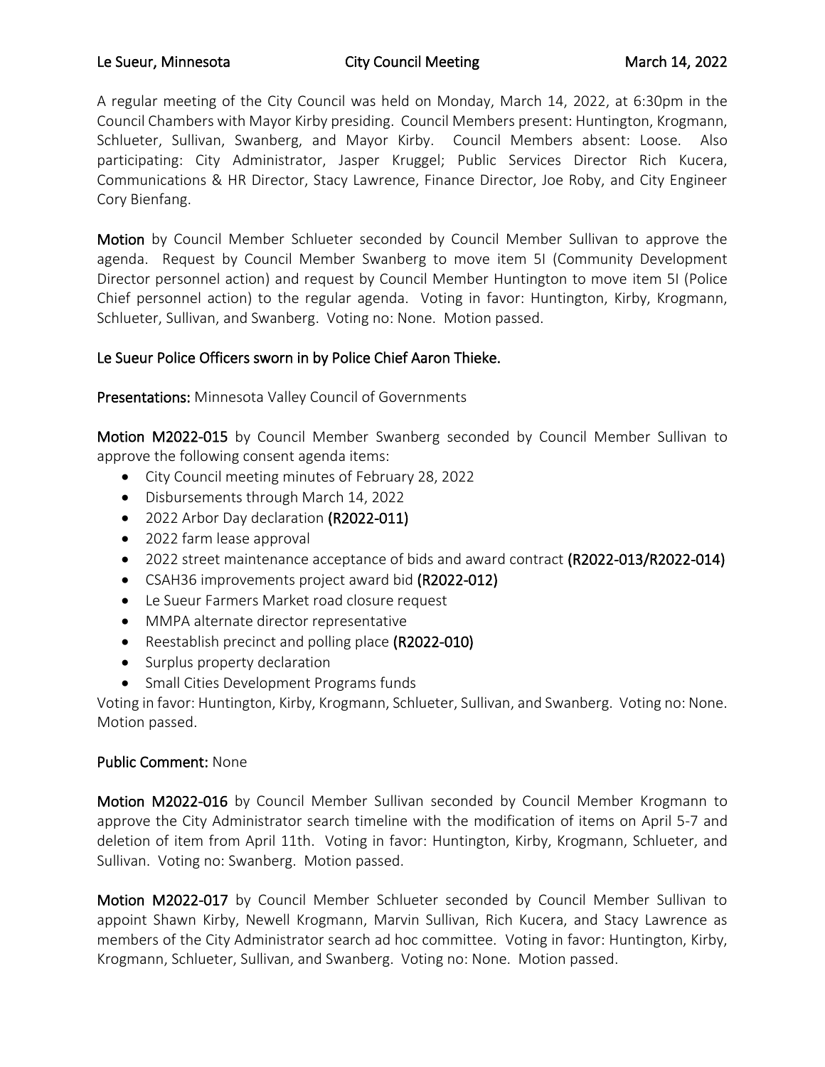Le Sueur, Minnesota City Council Meeting March 14, 2022

A regular meeting of the City Council was held on Monday, March 14, 2022, at 6:30pm in the Council Chambers with Mayor Kirby presiding. Council Members present: Huntington, Krogmann, Schlueter, Sullivan, Swanberg, and Mayor Kirby. Council Members absent: Loose. Also participating: City Administrator, Jasper Kruggel; Public Services Director Rich Kucera, Communications & HR Director, Stacy Lawrence, Finance Director, Joe Roby, and City Engineer Cory Bienfang.

**Motion** by Council Member Schlueter seconded by Council Member Sullivan to approve the agenda. Request by Council Member Swanberg to move item 5I (Community Development Director personnel action) and request by Council Member Huntington to move item 5I (Police Chief personnel action) to the regular agenda. Voting in favor: Huntington, Kirby, Krogmann, Schlueter, Sullivan, and Swanberg. Voting no: None. Motion passed.

Le Sueur Police Officers sworn in by Police Chief Aaron Thieke.

**Presentations:** Minnesota Valley Council of Governments

**Motion M2022-015** by Council Member Swanberg seconded by Council Member Sullivan to approve the following consent agenda items:

- City Council meeting minutes of February 28, 2022
- Disbursements through March 14, 2022
- 2022 Arbor Day declaration **(R2022-011)**
- 2022 farm lease approval
- 2022 street maintenance acceptance of bids and award contract **(R2022-013/R2022-014)**
- CSAH36 improvements project award bid **(R2022-012)**
- Le Sueur Farmers Market road closure request
- MMPA alternate director representative
- Reestablish precinct and polling place **(R2022-010)**
- Surplus property declaration
- Small Cities Development Programs funds

Voting in favor: Huntington, Kirby, Krogmann, Schlueter, Sullivan, and Swanberg. Voting no: None. Motion passed.

**Public Comment:** None

**Motion M2022-016** by Council Member Sullivan seconded by Council Member Krogmann to approve the City Administrator search timeline with the modification of items on April 5-7 and deletion of item from April 11th. Voting in favor: Huntington, Kirby, Krogmann, Schlueter, and Sullivan. Voting no: Swanberg. Motion passed.

**Motion M2022-017** by Council Member Schlueter seconded by Council Member Sullivan to appoint Shawn Kirby, Newell Krogmann, Marvin Sullivan, Rich Kucera, and Stacy Lawrence as members of the City Administrator search ad hoc committee. Voting in favor: Huntington, Kirby, Krogmann, Schlueter, Sullivan, and Swanberg. Voting no: None. Motion passed.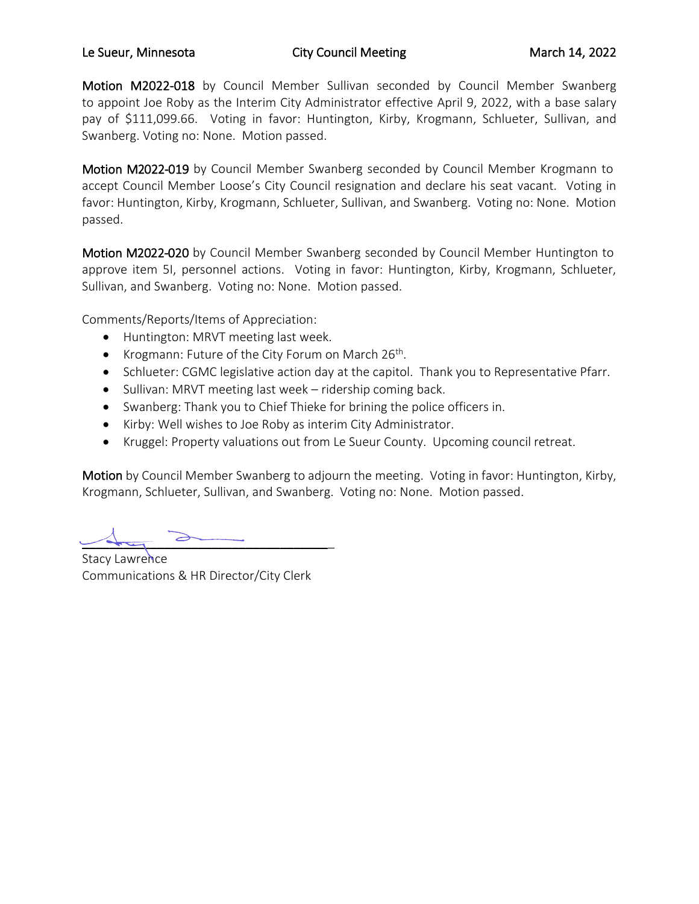**Motion M2022-018** by Council Member Sullivan seconded by Council Member Swanberg to appoint Joe Roby as the Interim City Administrator effective April 9, 2022, with a base salary pay of $111,099.66. Voting in favor: Huntington, Kirby, Krogmann, Schlueter, Sullivan, and Swanberg. Voting no: None. Motion passed.

**Motion M2022-019** by Council Member Swanberg seconded by Council Member Krogmann to accept Council Member Loose's City Council resignation and declare his seat vacant. Voting in favor: Huntington, Kirby, Krogmann, Schlueter, Sullivan, and Swanberg. Voting no: None. Motion passed.

**Motion M2022-020** by Council Member Swanberg seconded by Council Member Huntington to approve item 5I, personnel actions. Voting in favor: Huntington, Kirby, Krogmann, Schlueter, Sullivan, and Swanberg. Voting no: None. Motion passed.

Comments/Reports/Items of Appreciation:

- Huntington: MRVT meeting last week.
- Krogmann: Future of the City Forum on March 26th.
- Schlueter: CGMC legislative action day at the capitol. Thank you to Representative Pfarr.
- Sullivan: MRVT meeting last week – ridership coming back.
- Swanberg: Thank you to Chief Thieke for brining the police officers in.
- Kirby: Well wishes to Joe Roby as interim City Administrator.
- Kruggel: Property valuations out from Le Sueur County. Upcoming council retreat.

**Motion** by Council Member Swanberg to adjourn the meeting. Voting in favor: Huntington, Kirby, Krogmann, Schlueter, Sullivan, and Swanberg. Voting no: None. Motion passed.

Stacy Lawrence
Communications & HR Director/City Clerk